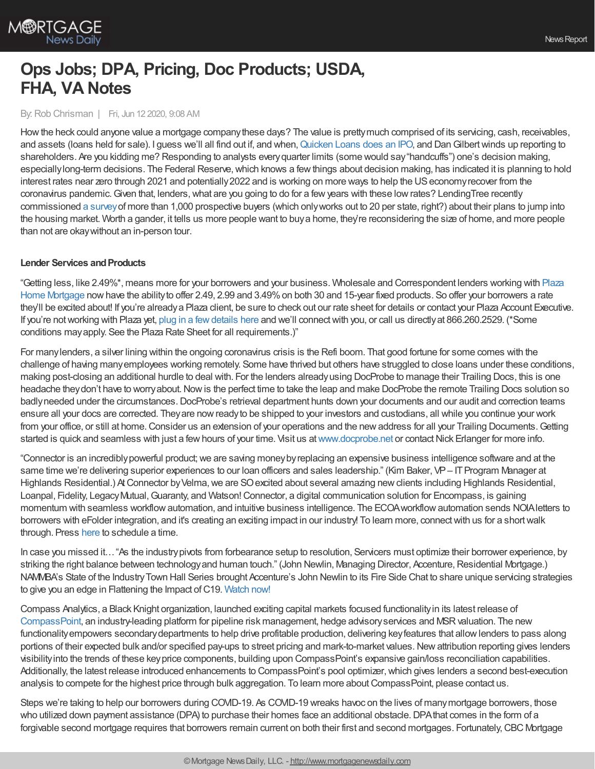# Ops Jobs; DPA, Pricing, Doc Products; USDA, FHA, VA Notes

By: Rob Chrisman | Fri, Jun 12 2020, 9:08 AM

How the heck could anyone value a mortgage company these days? The value is pretty much comprised of its servicing, cash, receivables, and assets (loans held for sale). I guess we'll all find out if, and when, Quicken Loans does an IPO, and Dan Gilbert winds up reporting to shareholders. Are you kidding me? Responding to analysts every quarter limits (some would say "handcuffs") one's decision making, especially long-term decisions. The Federal Reserve, which knows a few things about decision making, has indicated it is planning to hold interest rates near zero through 2021 and potentially 2022 and is working on more ways to help the US economy recover from the coronavirus pandemic. Given that, lenders, what are you going to do for a few years with these low rates? LendingTree recently commissioned a survey of more than 1,000 prospective buyers (which only works out to 20 per state, right?) about their plans to jump into the housing market. Worth a gander, it tells us more people want to buy a home, they're reconsidering the size of home, and more people than not are okay without an in-person tour.

**Lender Services and Products**

"Getting less, like 2.49%*, means more for your borrowers and your business. Wholesale and Correspondent lenders working with Plaza Home Mortgage now have the ability to offer 2.49, 2.99 and 3.49% on both 30 and 15-year fixed products. So offer your borrowers a rate they'll be excited about! If you're already a Plaza client, be sure to check out our rate sheet for details or contact your Plaza Account Executive. If you're not working with Plaza yet, plug in a few details here and we'll connect with you, or call us directly at 866.260.2529. (*Some conditions may apply. See the Plaza Rate Sheet for all requirements.)"

For many lenders, a silver lining within the ongoing coronavirus crisis is the Refi boom. That good fortune for some comes with the challenge of having many employees working remotely. Some have thrived but others have struggled to close loans under these conditions, making post-closing an additional hurdle to deal with. For the lenders already using DocProbe to manage their Trailing Docs, this is one headache they don't have to worry about. Now is the perfect time to take the leap and make DocProbe the remote Trailing Docs solution so badly needed under the circumstances. DocProbe's retrieval department hunts down your documents and our audit and correction teams ensure all your docs are corrected. They are now ready to be shipped to your investors and custodians, all while you continue your work from your office, or still at home. Consider us an extension of your operations and the new address for all your Trailing Documents. Getting started is quick and seamless with just a few hours of your time. Visit us at www.docprobe.net or contact Nick Erlanger for more info.

"Connector is an incredibly powerful product; we are saving money by replacing an expensive business intelligence software and at the same time we're delivering superior experiences to our loan officers and sales leadership." (Kim Baker, VP – IT Program Manager at Highlands Residential.) At Connector by Velma, we are SO excited about several amazing new clients including Highlands Residential, Loanpal, Fidelity, Legacy Mutual, Guaranty, and Watson! Connector, a digital communication solution for Encompass, is gaining momentum with seamless workflow automation, and intuitive business intelligence. The ECOA workflow automation sends NOIA letters to borrowers with eFolder integration, and it's creating an exciting impact in our industry! To learn more, connect with us for a short walk through. Press here to schedule a time.

In case you missed it… "As the industry pivots from forbearance setup to resolution, Servicers must optimize their borrower experience, by striking the right balance between technology and human touch." (John Newlin, Managing Director, Accenture, Residential Mortgage.) NAMMBA's State of the Industry Town Hall Series brought Accenture's John Newlin to its Fire Side Chat to share unique servicing strategies to give you an edge in Flattening the Impact of C19. Watch now!

Compass Analytics, a Black Knight organization, launched exciting capital markets focused functionality in its latest release of CompassPoint, an industry-leading platform for pipeline risk management, hedge advisory services and MSR valuation. The new functionality empowers secondary departments to help drive profitable production, delivering key features that allow lenders to pass along portions of their expected bulk and/or specified pay-ups to street pricing and mark-to-market values. New attribution reporting gives lenders visibility into the trends of these key price components, building upon CompassPoint's expansive gain/loss reconciliation capabilities. Additionally, the latest release introduced enhancements to CompassPoint's pool optimizer, which gives lenders a second best-execution analysis to compete for the highest price through bulk aggregation. To learn more about CompassPoint, please contact us.

Steps we're taking to help our borrowers during COVID-19. As COVID-19 wreaks havoc on the lives of many mortgage borrowers, those who utilized down payment assistance (DPA) to purchase their homes face an additional obstacle. DPA that comes in the form of a forgivable second mortgage requires that borrowers remain current on both their first and second mortgages. Fortunately, CBC Mortgage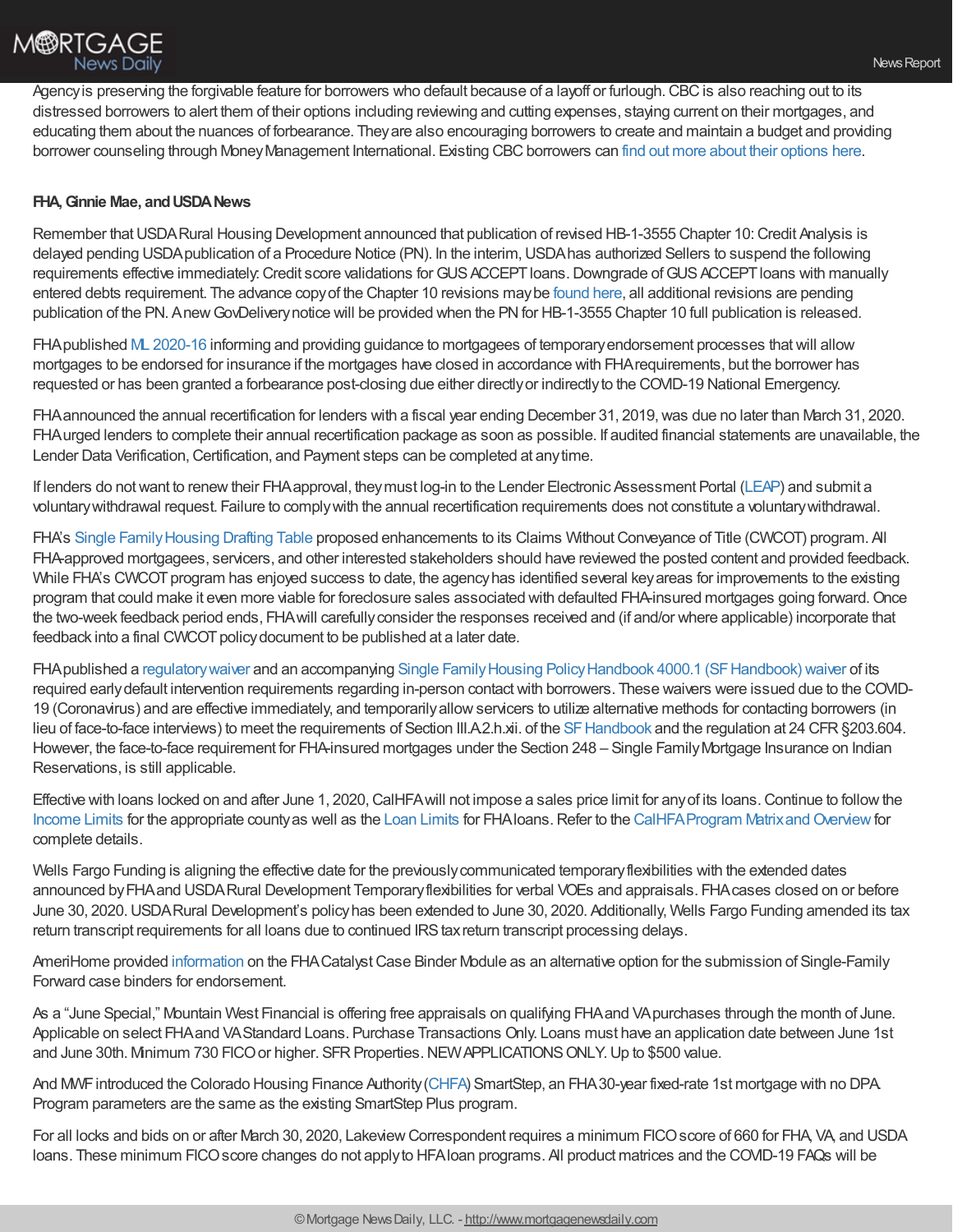Agency is preserving the forgivable feature for borrowers who default because of a layoff or furlough. CBC is also reaching out to its distressed borrowers to alert them of their options including reviewing and cutting expenses, staying current on their mortgages, and educating them about the nuances of forbearance. They are also encouraging borrowers to create and maintain a budget and providing borrower counseling through Money Management International. Existing CBC borrowers can find out more about their options here.

**FHA, Ginnie Mae, and USDA News**

Remember that USDA Rural Housing Development announced that publication of revised HB-1-3555 Chapter 10: Credit Analysis is delayed pending USDA publication of a Procedure Notice (PN). In the interim, USDA has authorized Sellers to suspend the following requirements effective immediately: Credit score validations for GUS ACCEPT loans. Downgrade of GUS ACCEPT loans with manually entered debts requirement. The advance copy of the Chapter 10 revisions may be found here, all additional revisions are pending publication of the PN. A new GovDelivery notice will be provided when the PN for HB-1-3555 Chapter 10 full publication is released.

FHA published ML 2020-16 informing and providing guidance to mortgagees of temporary endorsement processes that will allow mortgages to be endorsed for insurance if the mortgages have closed in accordance with FHA requirements, but the borrower has requested or has been granted a forbearance post-closing due either directly or indirectly to the COVID-19 National Emergency.

FHA announced the annual recertification for lenders with a fiscal year ending December 31, 2019, was due no later than March 31, 2020. FHA urged lenders to complete their annual recertification package as soon as possible. If audited financial statements are unavailable, the Lender Data Verification, Certification, and Payment steps can be completed at any time.

If lenders do not want to renew their FHA approval, they must log-in to the Lender Electronic Assessment Portal (LEAP) and submit a voluntary withdrawal request. Failure to comply with the annual recertification requirements does not constitute a voluntary withdrawal.

FHA's Single Family Housing Drafting Table proposed enhancements to its Claims Without Conveyance of Title (CWCOT) program. All FHA-approved mortgagees, servicers, and other interested stakeholders should have reviewed the posted content and provided feedback. While FHA's CWCOT program has enjoyed success to date, the agency has identified several key areas for improvements to the existing program that could make it even more viable for foreclosure sales associated with defaulted FHA-insured mortgages going forward. Once the two-week feedback period ends, FHA will carefully consider the responses received and (if and/or where applicable) incorporate that feedback into a final CWCOT policy document to be published at a later date.

FHA published a regulatory waiver and an accompanying Single Family Housing Policy Handbook 4000.1 (SF Handbook) waiver of its required early default intervention requirements regarding in-person contact with borrowers. These waivers were issued due to the COVID-19 (Coronavirus) and are effective immediately, and temporarily allow servicers to utilize alternative methods for contacting borrowers (in lieu of face-to-face interviews) to meet the requirements of Section III.A.2.h.xii. of the SF Handbook and the regulation at 24 CFR §203.604. However, the face-to-face requirement for FHA-insured mortgages under the Section 248 – Single Family Mortgage Insurance on Indian Reservations, is still applicable.

Effective with loans locked on and after June 1, 2020, CalHFA will not impose a sales price limit for any of its loans. Continue to follow the Income Limits for the appropriate county as well as the Loan Limits for FHA loans. Refer to the CalHFA Program Matrix and Overview for complete details.

Wells Fargo Funding is aligning the effective date for the previously communicated temporary flexibilities with the extended dates announced by FHA and USDA Rural Development Temporary flexibilities for verbal VOEs and appraisals. FHA cases closed on or before June 30, 2020. USDA Rural Development's policy has been extended to June 30, 2020. Additionally, Wells Fargo Funding amended its tax return transcript requirements for all loans due to continued IRS tax return transcript processing delays.

AmeriHome provided information on the FHA Catalyst Case Binder Module as an alternative option for the submission of Single-Family Forward case binders for endorsement.

As a "June Special," Mountain West Financial is offering free appraisals on qualifying FHA and VA purchases through the month of June. Applicable on select FHA and VA Standard Loans. Purchase Transactions Only. Loans must have an application date between June 1st and June 30th. Minimum 730 FICO or higher. SFR Properties. NEW APPLICATIONS ONLY. Up to $500 value.

And MWF introduced the Colorado Housing Finance Authority (CHFA) SmartStep, an FHA 30-year fixed-rate 1st mortgage with no DPA. Program parameters are the same as the existing SmartStep Plus program.

For all locks and bids on or after March 30, 2020, Lakeview Correspondent requires a minimum FICO score of 660 for FHA, VA, and USDA loans. These minimum FICO score changes do not apply to HFA loan programs. All product matrices and the COVID-19 FAQs will be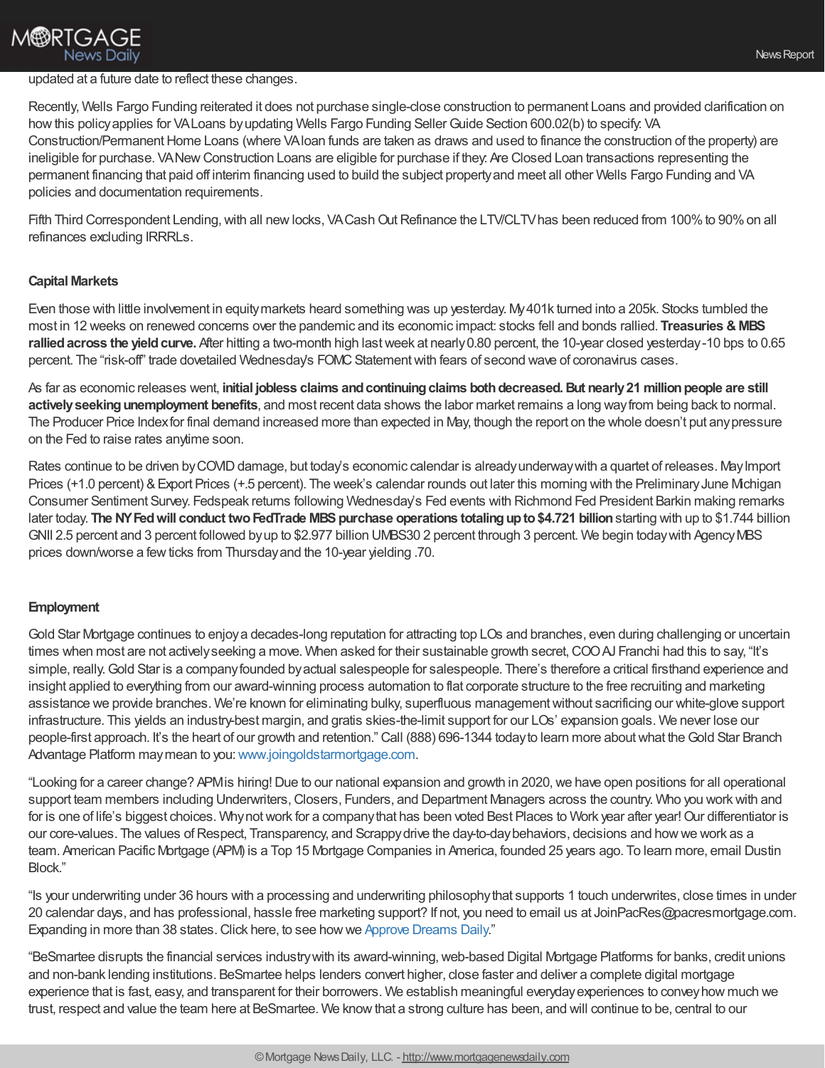updated at a future date to reflect these changes.

Recently, Wells Fargo Funding reiterated it does not purchase single-close construction to permanent Loans and provided clarification on how this policy applies for VA Loans by updating Wells Fargo Funding Seller Guide Section 600.02(b) to specify: VA Construction/Permanent Home Loans (where VA loan funds are taken as draws and used to finance the construction of the property) are ineligible for purchase. VA New Construction Loans are eligible for purchase if they: Are Closed Loan transactions representing the permanent financing that paid off interim financing used to build the subject property and meet all other Wells Fargo Funding and VA policies and documentation requirements.

Fifth Third Correspondent Lending, with all new locks, VA Cash Out Refinance the LTV/CLTV has been reduced from 100% to 90% on all refinances excluding IRRRLs.

**Capital Markets**

Even those with little involvement in equity markets heard something was up yesterday. My 401k turned into a 205k. Stocks tumbled the most in 12 weeks on renewed concerns over the pandemic and its economic impact: stocks fell and bonds rallied. **Treasuries & MBS rallied across the yield curve.** After hitting a two-month high last week at nearly 0.80 percent, the 10-year closed yesterday -10 bps to 0.65 percent. The "risk-off" trade dovetailed Wednesday's FOMC Statement with fears of second wave of coronavirus cases.

As far as economic releases went, **initial jobless claims and continuing claims both decreased. But nearly 21 million people are still actively seeking unemployment benefits**, and most recent data shows the labor market remains a long way from being back to normal. The Producer Price Index for final demand increased more than expected in May, though the report on the whole doesn't put any pressure on the Fed to raise rates anytime soon.

Rates continue to be driven by COVID damage, but today's economic calendar is already underway with a quartet of releases. May Import Prices (+1.0 percent) & Export Prices (+.5 percent). The week's calendar rounds out later this morning with the Preliminary June Michigan Consumer Sentiment Survey. Fedspeak returns following Wednesday's Fed events with Richmond Fed President Barkin making remarks later today. **The NY Fed will conduct two FedTrade MBS purchase operations totaling up to $4.721 billion** starting with up to $1.744 billion GNII 2.5 percent and 3 percent followed by up to $2.977 billion UMBS30 2 percent through 3 percent. We begin today with Agency MBS prices down/worse a few ticks from Thursday and the 10-year yielding .70.

**Employment**

Gold Star Mortgage continues to enjoy a decades-long reputation for attracting top LOs and branches, even during challenging or uncertain times when most are not actively seeking a move. When asked for their sustainable growth secret, COO AJ Franchi had this to say, "It's simple, really. Gold Star is a company founded by actual salespeople for salespeople. There's therefore a critical firsthand experience and insight applied to everything from our award-winning process automation to flat corporate structure to the free recruiting and marketing assistance we provide branches. We're known for eliminating bulky, superfluous management without sacrificing our white-glove support infrastructure. This yields an industry-best margin, and gratis skies-the-limit support for our LOs' expansion goals. We never lose our people-first approach. It's the heart of our growth and retention." Call (888) 696-1344 today to learn more about what the Gold Star Branch Advantage Platform may mean to you: www.joingoldstarmortgage.com.

"Looking for a career change? APM is hiring! Due to our national expansion and growth in 2020, we have open positions for all operational support team members including Underwriters, Closers, Funders, and Department Managers across the country. Who you work with and for is one of life's biggest choices. Why not work for a company that has been voted Best Places to Work year after year! Our differentiator is our core-values. The values of Respect, Transparency, and Scrappy drive the day-to-day behaviors, decisions and how we work as a team. American Pacific Mortgage (APM) is a Top 15 Mortgage Companies in America, founded 25 years ago. To learn more, email Dustin Block."

"Is your underwriting under 36 hours with a processing and underwriting philosophy that supports 1 touch underwrites, close times in under 20 calendar days, and has professional, hassle free marketing support? If not, you need to email us at JoinPacRes@pacresmortgage.com. Expanding in more than 38 states. Click here, to see how we Approve Dreams Daily."

"BeSmartee disrupts the financial services industry with its award-winning, web-based Digital Mortgage Platforms for banks, credit unions and non-bank lending institutions. BeSmartee helps lenders convert higher, close faster and deliver a complete digital mortgage experience that is fast, easy, and transparent for their borrowers. We establish meaningful everyday experiences to convey how much we trust, respect and value the team here at BeSmartee. We know that a strong culture has been, and will continue to be, central to our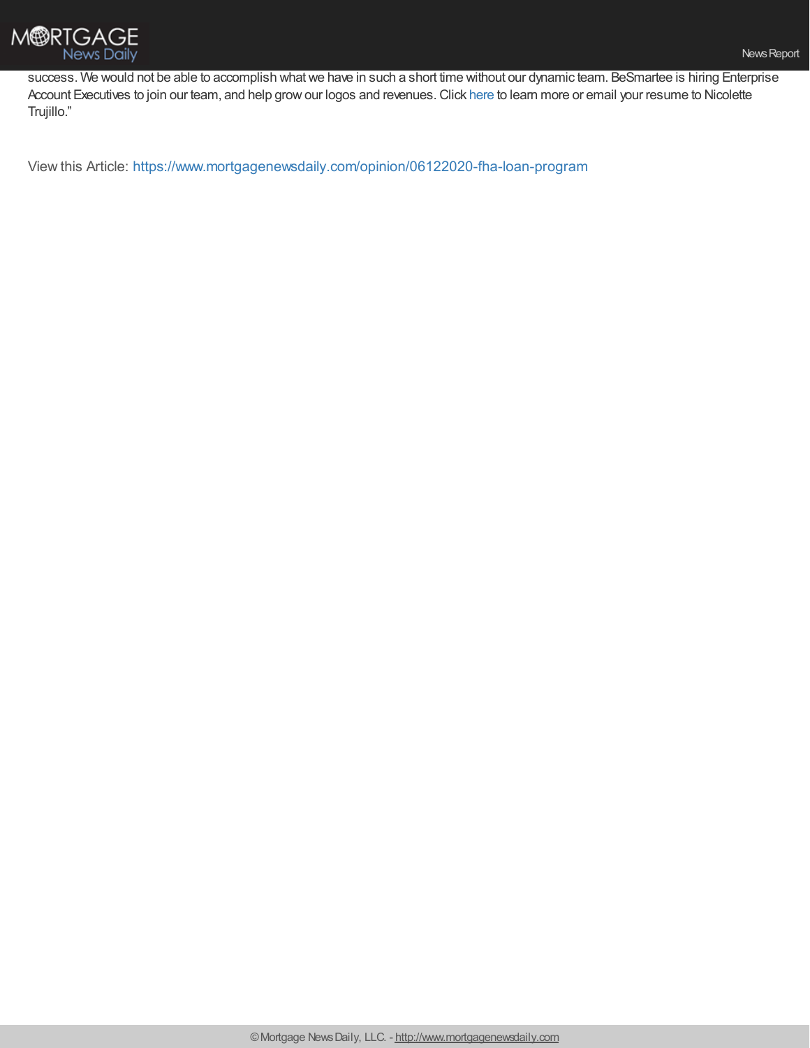success. We would not be able to accomplish what we have in such a short time without our dynamic team. BeSmartee is hiring Enterprise Account Executives to join our team, and help grow our logos and revenues. Click here to learn more or email your resume to Nicolette Trujillo."

View this Article: https://www.mortgagenewsdaily.com/opinion/06122020-fha-loan-program